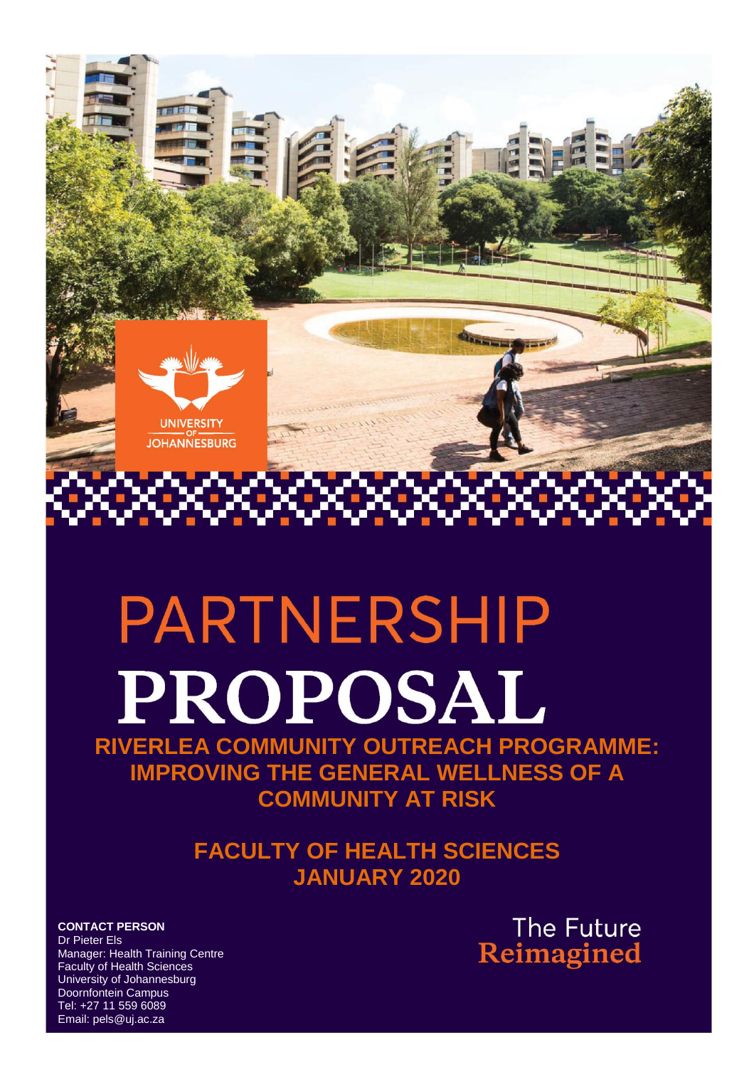# PARTNERSHIP PROPOSAL

## RIVERLEA COMMUNITY OUTREACH PROGRAMME: IMPROVING THE GENERAL WELLNESS OF A COMMUNITY AT RISK

## FACULTY OF HEALTH SCIENCES
## JANUARY 2020

**CONTACT PERSON**
Dr Pieter Els
Manager: Health Training Centre
Faculty of Health Sciences
University of Johannesburg
Doornfontein Campus
Tel: +27 11 559 6089
Email: pels@uj.ac.za

The Future **Reimagined**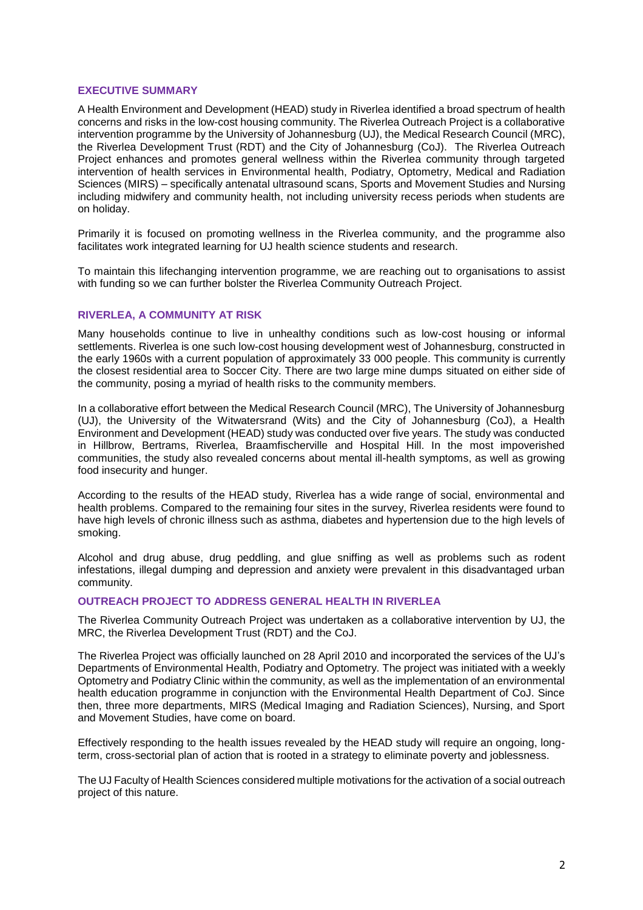## EXECUTIVE SUMMARY

A Health Environment and Development (HEAD) study in Riverlea identified a broad spectrum of health concerns and risks in the low-cost housing community. The Riverlea Outreach Project is a collaborative intervention programme by the University of Johannesburg (UJ), the Medical Research Council (MRC), the Riverlea Development Trust (RDT) and the City of Johannesburg (CoJ). The Riverlea Outreach Project enhances and promotes general wellness within the Riverlea community through targeted intervention of health services in Environmental health, Podiatry, Optometry, Medical and Radiation Sciences (MIRS) – specifically antenatal ultrasound scans, Sports and Movement Studies and Nursing including midwifery and community health, not including university recess periods when students are on holiday.

Primarily it is focused on promoting wellness in the Riverlea community, and the programme also facilitates work integrated learning for UJ health science students and research.

To maintain this lifechanging intervention programme, we are reaching out to organisations to assist with funding so we can further bolster the Riverlea Community Outreach Project.

## RIVERLEA, A COMMUNITY AT RISK

Many households continue to live in unhealthy conditions such as low-cost housing or informal settlements. Riverlea is one such low-cost housing development west of Johannesburg, constructed in the early 1960s with a current population of approximately 33 000 people. This community is currently the closest residential area to Soccer City. There are two large mine dumps situated on either side of the community, posing a myriad of health risks to the community members.

In a collaborative effort between the Medical Research Council (MRC), The University of Johannesburg (UJ), the University of the Witwatersrand (Wits) and the City of Johannesburg (CoJ), a Health Environment and Development (HEAD) study was conducted over five years. The study was conducted in Hillbrow, Bertrams, Riverlea, Braamfischerville and Hospital Hill. In the most impoverished communities, the study also revealed concerns about mental ill-health symptoms, as well as growing food insecurity and hunger.

According to the results of the HEAD study, Riverlea has a wide range of social, environmental and health problems. Compared to the remaining four sites in the survey, Riverlea residents were found to have high levels of chronic illness such as asthma, diabetes and hypertension due to the high levels of smoking.

Alcohol and drug abuse, drug peddling, and glue sniffing as well as problems such as rodent infestations, illegal dumping and depression and anxiety were prevalent in this disadvantaged urban community.

## OUTREACH PROJECT TO ADDRESS GENERAL HEALTH IN RIVERLEA

The Riverlea Community Outreach Project was undertaken as a collaborative intervention by UJ, the MRC, the Riverlea Development Trust (RDT) and the CoJ.

The Riverlea Project was officially launched on 28 April 2010 and incorporated the services of the UJ's Departments of Environmental Health, Podiatry and Optometry. The project was initiated with a weekly Optometry and Podiatry Clinic within the community, as well as the implementation of an environmental health education programme in conjunction with the Environmental Health Department of CoJ. Since then, three more departments, MIRS (Medical Imaging and Radiation Sciences), Nursing, and Sport and Movement Studies, have come on board.

Effectively responding to the health issues revealed by the HEAD study will require an ongoing, long-term, cross-sectorial plan of action that is rooted in a strategy to eliminate poverty and joblessness.

The UJ Faculty of Health Sciences considered multiple motivations for the activation of a social outreach project of this nature.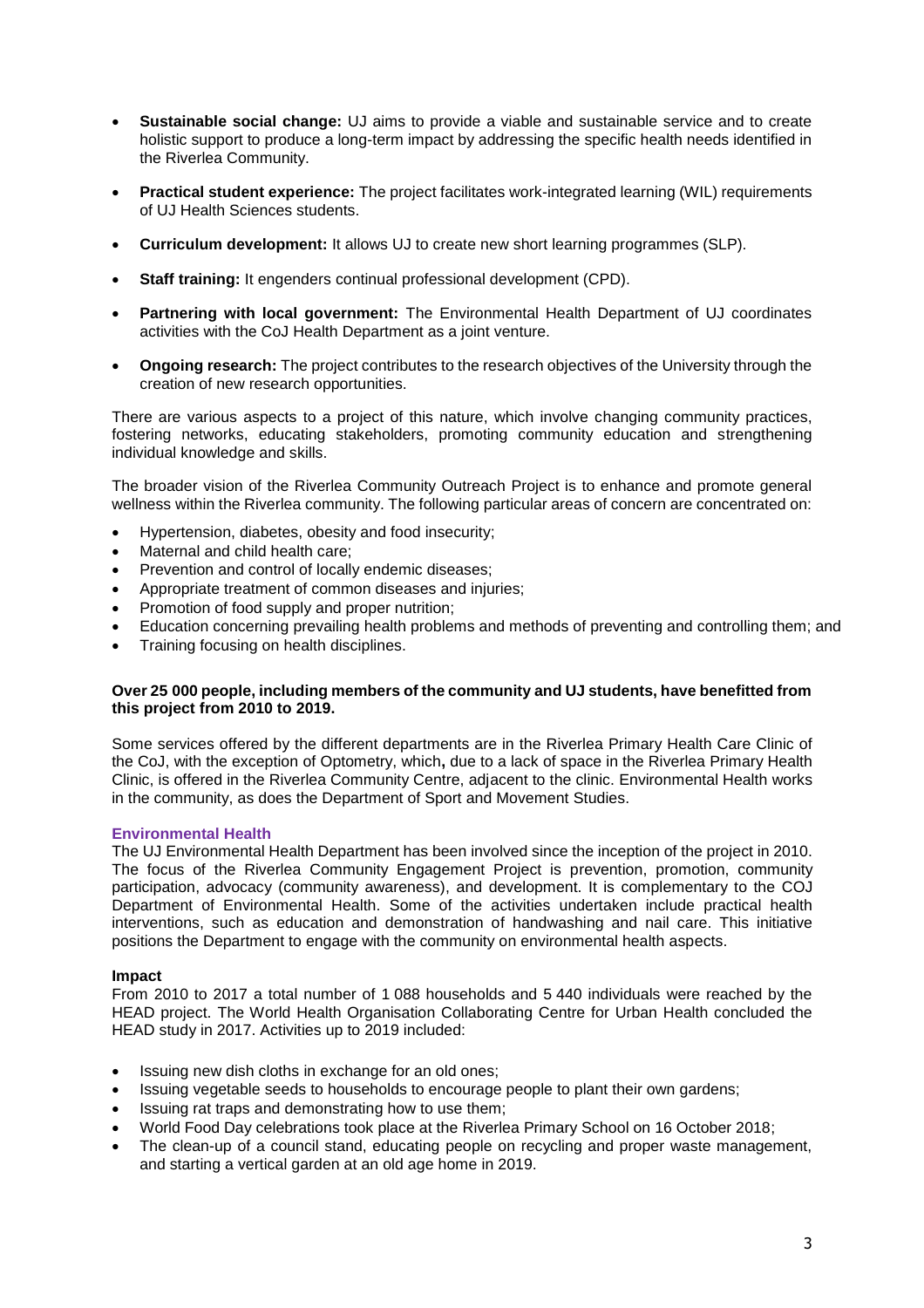- **Sustainable social change:** UJ aims to provide a viable and sustainable service and to create holistic support to produce a long-term impact by addressing the specific health needs identified in the Riverlea Community.
- **Practical student experience:** The project facilitates work-integrated learning (WIL) requirements of UJ Health Sciences students.
- **Curriculum development:** It allows UJ to create new short learning programmes (SLP).
- **Staff training:** It engenders continual professional development (CPD).
- **Partnering with local government:** The Environmental Health Department of UJ coordinates activities with the CoJ Health Department as a joint venture.
- **Ongoing research:** The project contributes to the research objectives of the University through the creation of new research opportunities.

There are various aspects to a project of this nature, which involve changing community practices, fostering networks, educating stakeholders, promoting community education and strengthening individual knowledge and skills.

The broader vision of the Riverlea Community Outreach Project is to enhance and promote general wellness within the Riverlea community. The following particular areas of concern are concentrated on:

- Hypertension, diabetes, obesity and food insecurity;
- Maternal and child health care;
- Prevention and control of locally endemic diseases;
- Appropriate treatment of common diseases and injuries;
- Promotion of food supply and proper nutrition;
- Education concerning prevailing health problems and methods of preventing and controlling them; and
- Training focusing on health disciplines.

**Over 25 000 people, including members of the community and UJ students, have benefitted from this project from 2010 to 2019.**

Some services offered by the different departments are in the Riverlea Primary Health Care Clinic of the CoJ, with the exception of Optometry, which**,** due to a lack of space in the Riverlea Primary Health Clinic, is offered in the Riverlea Community Centre, adjacent to the clinic. Environmental Health works in the community, as does the Department of Sport and Movement Studies.

### Environmental Health

The UJ Environmental Health Department has been involved since the inception of the project in 2010. The focus of the Riverlea Community Engagement Project is prevention, promotion, community participation, advocacy (community awareness), and development. It is complementary to the COJ Department of Environmental Health. Some of the activities undertaken include practical health interventions, such as education and demonstration of handwashing and nail care. This initiative positions the Department to engage with the community on environmental health aspects.

**Impact**

From 2010 to 2017 a total number of 1 088 households and 5 440 individuals were reached by the HEAD project. The World Health Organisation Collaborating Centre for Urban Health concluded the HEAD study in 2017. Activities up to 2019 included:

- Issuing new dish cloths in exchange for an old ones;
- Issuing vegetable seeds to households to encourage people to plant their own gardens;
- Issuing rat traps and demonstrating how to use them;
- World Food Day celebrations took place at the Riverlea Primary School on 16 October 2018;
- The clean-up of a council stand, educating people on recycling and proper waste management, and starting a vertical garden at an old age home in 2019.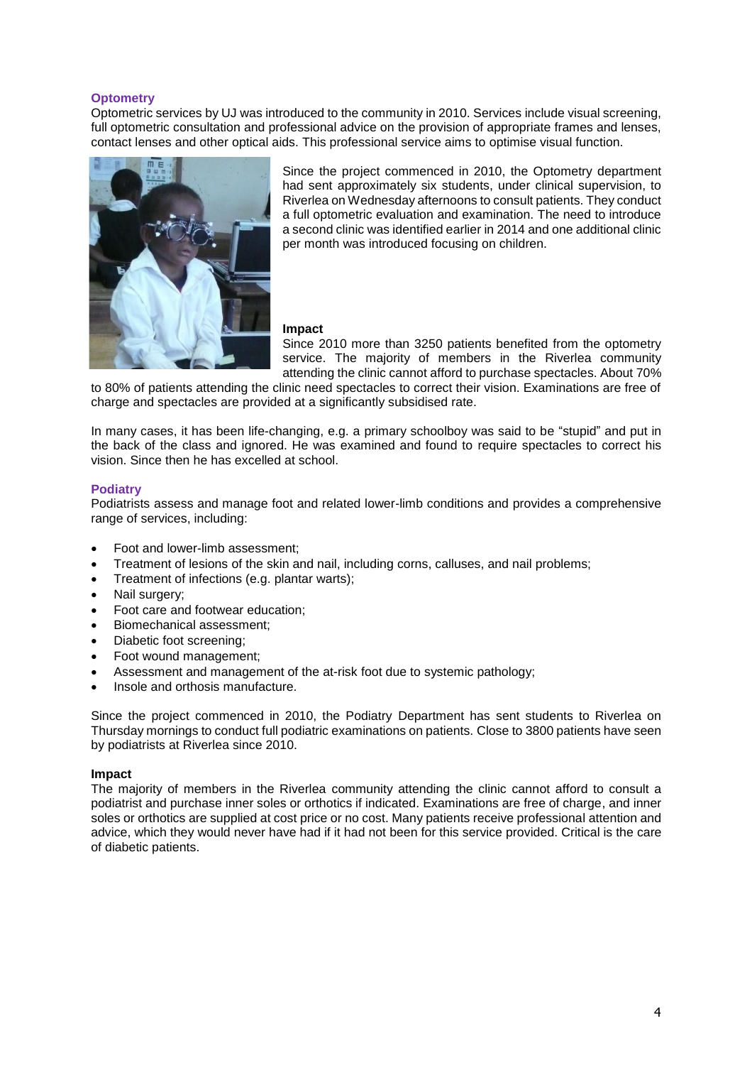## Optometry

Optometric services by UJ was introduced to the community in 2010. Services include visual screening, full optometric consultation and professional advice on the provision of appropriate frames and lenses, contact lenses and other optical aids. This professional service aims to optimise visual function.

Since the project commenced in 2010, the Optometry department had sent approximately six students, under clinical supervision, to Riverlea on Wednesday afternoons to consult patients. They conduct a full optometric evaluation and examination. The need to introduce a second clinic was identified earlier in 2014 and one additional clinic per month was introduced focusing on children.

### Impact

Since 2010 more than 3250 patients benefited from the optometry service. The majority of members in the Riverlea community attending the clinic cannot afford to purchase spectacles. About 70% to 80% of patients attending the clinic need spectacles to correct their vision. Examinations are free of charge and spectacles are provided at a significantly subsidised rate.

In many cases, it has been life-changing, e.g. a primary schoolboy was said to be "stupid" and put in the back of the class and ignored. He was examined and found to require spectacles to correct his vision. Since then he has excelled at school.

## Podiatry

Podiatrists assess and manage foot and related lower-limb conditions and provides a comprehensive range of services, including:

- Foot and lower-limb assessment;
- Treatment of lesions of the skin and nail, including corns, calluses, and nail problems;
- Treatment of infections (e.g. plantar warts);
- Nail surgery;
- Foot care and footwear education;
- Biomechanical assessment;
- Diabetic foot screening;
- Foot wound management;
- Assessment and management of the at-risk foot due to systemic pathology;
- Insole and orthosis manufacture.

Since the project commenced in 2010, the Podiatry Department has sent students to Riverlea on Thursday mornings to conduct full podiatric examinations on patients. Close to 3800 patients have seen by podiatrists at Riverlea since 2010.

### Impact

The majority of members in the Riverlea community attending the clinic cannot afford to consult a podiatrist and purchase inner soles or orthotics if indicated. Examinations are free of charge, and inner soles or orthotics are supplied at cost price or no cost. Many patients receive professional attention and advice, which they would never have had if it had not been for this service provided. Critical is the care of diabetic patients.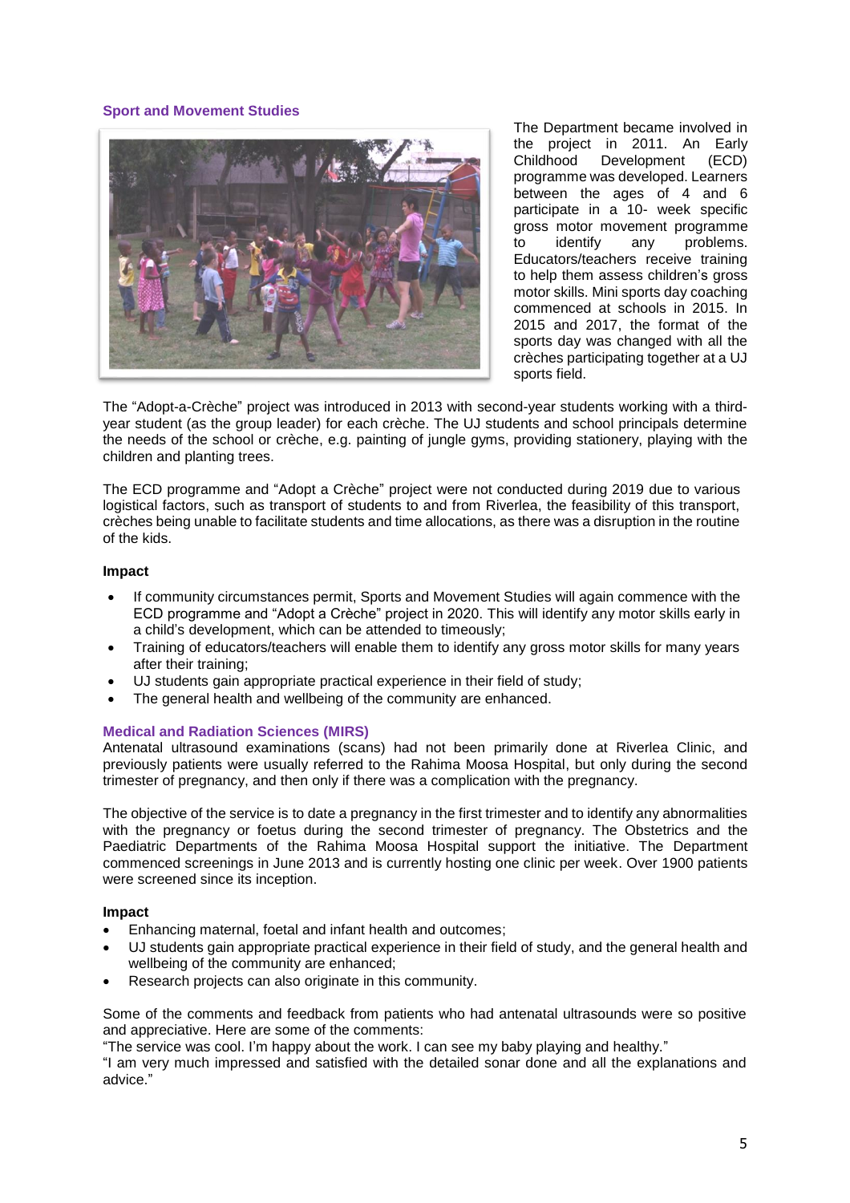### Sport and Movement Studies

The Department became involved in the project in 2011. An Early Childhood Development (ECD) programme was developed. Learners between the ages of 4 and 6 participate in a 10- week specific gross motor movement programme to identify any problems. Educators/teachers receive training to help them assess children's gross motor skills. Mini sports day coaching commenced at schools in 2015. In 2015 and 2017, the format of the sports day was changed with all the crèches participating together at a UJ sports field.

The "Adopt-a-Crèche" project was introduced in 2013 with second-year students working with a third-year student (as the group leader) for each crèche. The UJ students and school principals determine the needs of the school or crèche, e.g. painting of jungle gyms, providing stationery, playing with the children and planting trees.

The ECD programme and "Adopt a Crèche" project were not conducted during 2019 due to various logistical factors, such as transport of students to and from Riverlea, the feasibility of this transport, crèches being unable to facilitate students and time allocations, as there was a disruption in the routine of the kids.

#### Impact

- If community circumstances permit, Sports and Movement Studies will again commence with the ECD programme and "Adopt a Crèche" project in 2020. This will identify any motor skills early in a child's development, which can be attended to timeously;
- Training of educators/teachers will enable them to identify any gross motor skills for many years after their training;
- UJ students gain appropriate practical experience in their field of study;
- The general health and wellbeing of the community are enhanced.

### Medical and Radiation Sciences (MIRS)

Antenatal ultrasound examinations (scans) had not been primarily done at Riverlea Clinic, and previously patients were usually referred to the Rahima Moosa Hospital, but only during the second trimester of pregnancy, and then only if there was a complication with the pregnancy.

The objective of the service is to date a pregnancy in the first trimester and to identify any abnormalities with the pregnancy or foetus during the second trimester of pregnancy. The Obstetrics and the Paediatric Departments of the Rahima Moosa Hospital support the initiative. The Department commenced screenings in June 2013 and is currently hosting one clinic per week. Over 1900 patients were screened since its inception.

#### Impact

- Enhancing maternal, foetal and infant health and outcomes;
- UJ students gain appropriate practical experience in their field of study, and the general health and wellbeing of the community are enhanced;
- Research projects can also originate in this community.

Some of the comments and feedback from patients who had antenatal ultrasounds were so positive and appreciative. Here are some of the comments:

"The service was cool. I'm happy about the work. I can see my baby playing and healthy."

"I am very much impressed and satisfied with the detailed sonar done and all the explanations and advice."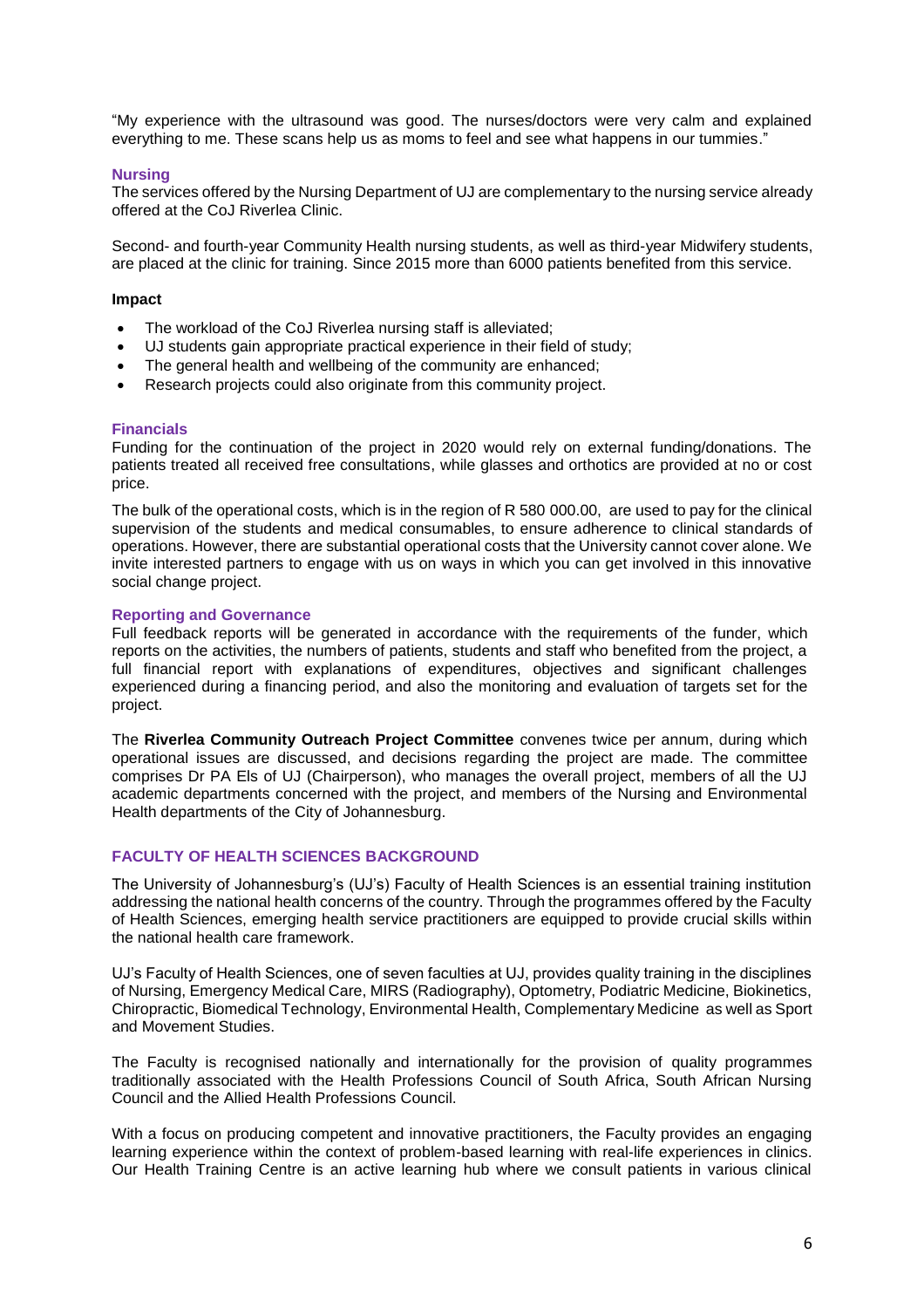"My experience with the ultrasound was good. The nurses/doctors were very calm and explained everything to me. These scans help us as moms to feel and see what happens in our tummies."

### Nursing

The services offered by the Nursing Department of UJ are complementary to the nursing service already offered at the CoJ Riverlea Clinic.

Second- and fourth-year Community Health nursing students, as well as third-year Midwifery students, are placed at the clinic for training. Since 2015 more than 6000 patients benefited from this service.

**Impact**

- The workload of the CoJ Riverlea nursing staff is alleviated;
- UJ students gain appropriate practical experience in their field of study;
- The general health and wellbeing of the community are enhanced;
- Research projects could also originate from this community project.

### Financials

Funding for the continuation of the project in 2020 would rely on external funding/donations. The patients treated all received free consultations, while glasses and orthotics are provided at no or cost price.

The bulk of the operational costs, which is in the region of R 580 000.00, are used to pay for the clinical supervision of the students and medical consumables, to ensure adherence to clinical standards of operations. However, there are substantial operational costs that the University cannot cover alone. We invite interested partners to engage with us on ways in which you can get involved in this innovative social change project.

### Reporting and Governance

Full feedback reports will be generated in accordance with the requirements of the funder, which reports on the activities, the numbers of patients, students and staff who benefited from the project, a full financial report with explanations of expenditures, objectives and significant challenges experienced during a financing period, and also the monitoring and evaluation of targets set for the project.

The **Riverlea Community Outreach Project Committee** convenes twice per annum, during which operational issues are discussed, and decisions regarding the project are made. The committee comprises Dr PA Els of UJ (Chairperson), who manages the overall project, members of all the UJ academic departments concerned with the project, and members of the Nursing and Environmental Health departments of the City of Johannesburg.

## FACULTY OF HEALTH SCIENCES BACKGROUND

The University of Johannesburg's (UJ's) Faculty of Health Sciences is an essential training institution addressing the national health concerns of the country. Through the programmes offered by the Faculty of Health Sciences, emerging health service practitioners are equipped to provide crucial skills within the national health care framework.

UJ's Faculty of Health Sciences, one of seven faculties at UJ, provides quality training in the disciplines of Nursing, Emergency Medical Care, MIRS (Radiography), Optometry, Podiatric Medicine, Biokinetics, Chiropractic, Biomedical Technology, Environmental Health, Complementary Medicine as well as Sport and Movement Studies.

The Faculty is recognised nationally and internationally for the provision of quality programmes traditionally associated with the Health Professions Council of South Africa, South African Nursing Council and the Allied Health Professions Council.

With a focus on producing competent and innovative practitioners, the Faculty provides an engaging learning experience within the context of problem-based learning with real-life experiences in clinics. Our Health Training Centre is an active learning hub where we consult patients in various clinical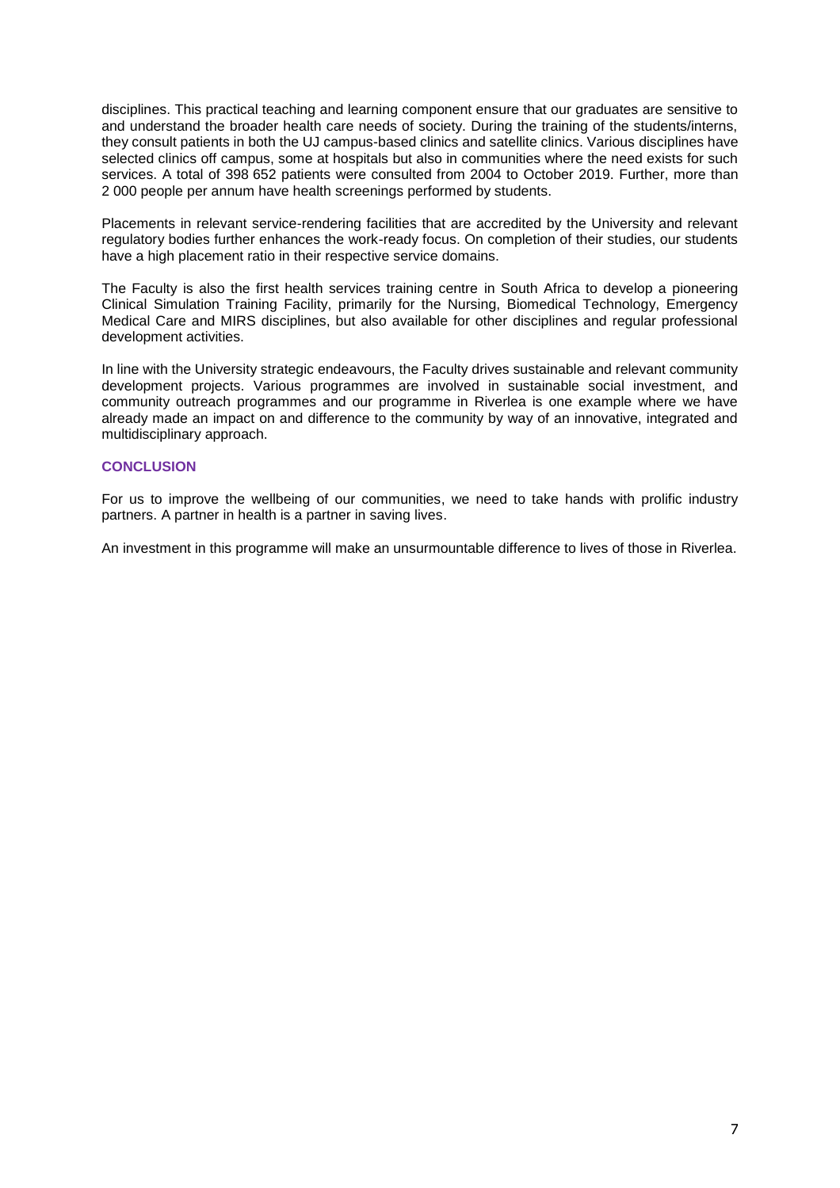disciplines. This practical teaching and learning component ensure that our graduates are sensitive to and understand the broader health care needs of society. During the training of the students/interns, they consult patients in both the UJ campus-based clinics and satellite clinics. Various disciplines have selected clinics off campus, some at hospitals but also in communities where the need exists for such services. A total of 398 652 patients were consulted from 2004 to October 2019. Further, more than 2 000 people per annum have health screenings performed by students.

Placements in relevant service-rendering facilities that are accredited by the University and relevant regulatory bodies further enhances the work-ready focus. On completion of their studies, our students have a high placement ratio in their respective service domains.

The Faculty is also the first health services training centre in South Africa to develop a pioneering Clinical Simulation Training Facility, primarily for the Nursing, Biomedical Technology, Emergency Medical Care and MIRS disciplines, but also available for other disciplines and regular professional development activities.

In line with the University strategic endeavours, the Faculty drives sustainable and relevant community development projects. Various programmes are involved in sustainable social investment, and community outreach programmes and our programme in Riverlea is one example where we have already made an impact on and difference to the community by way of an innovative, integrated and multidisciplinary approach.

## CONCLUSION

For us to improve the wellbeing of our communities, we need to take hands with prolific industry partners. A partner in health is a partner in saving lives.

An investment in this programme will make an unsurmountable difference to lives of those in Riverlea.